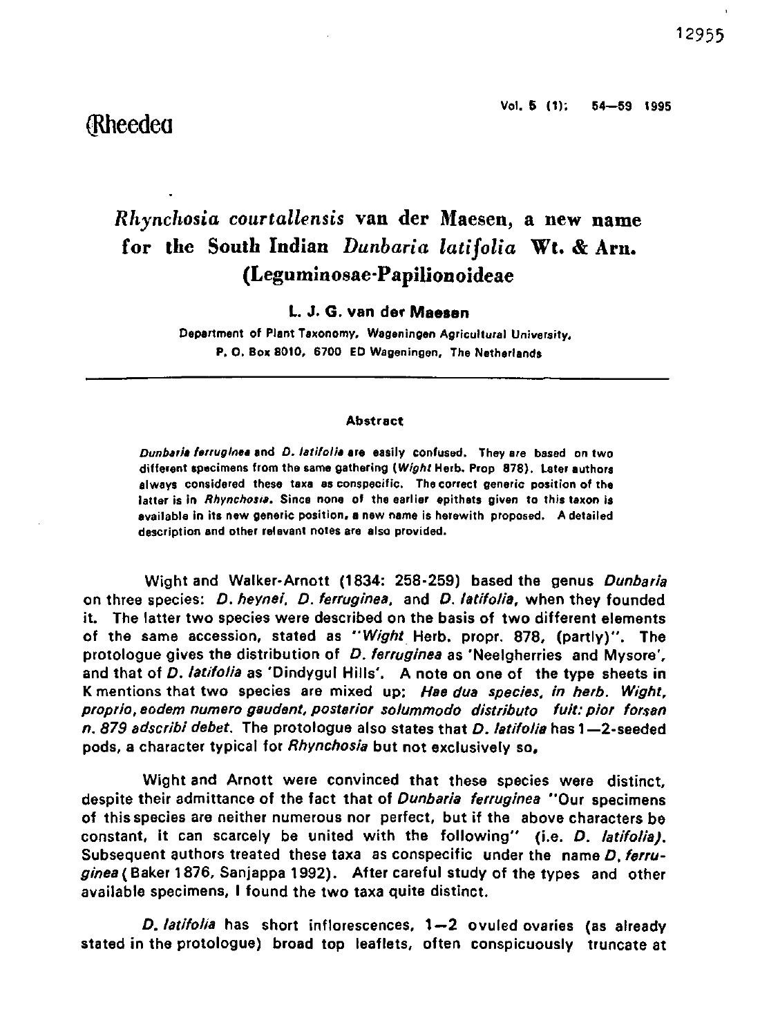# *Rhynchosia courtallensis* van der Maesen, a new name for the South Indian *Dunbaria latifolia* Wt. & Arn. (Leguminosae-Papilionoideae

**L. J. G. van der Maesen**

Department of Plant Taxonomy, Wageningen Agricultural University, P. O. Box 8010, 6700 ED Wageningen, The Netherlands

---

**Abstract**

*Dunbaria ferruginea* and *D. latifolia* are easily confused. They are based on two different specimens from the same gathering (*Wight* Herb. Prop 878). Later authors always considered these taxa as conspecific. The correct generic position of the latter is in *Rhynchosia*. Since none of the earlier epithets given to this taxon is available in its new generic position, a new name is herewith proposed. A detailed description and other relevant notes are also provided.

Wight and Walker-Arnott (1834: 258-259) based the genus *Dunbaria* on three species: *D. heynei, D. ferruginea*, and *D. latifolia*, when they founded it. The latter two species were described on the basis of two different elements of the same accession, stated as "*Wight* Herb. propr. 878, (partly)". The protologue gives the distribution of *D. ferruginea* as 'Neelgherries and Mysore', and that of *D. latifolia* as 'Dindygul Hills'. A note on one of the type sheets in K mentions that two species are mixed up: *Hae dua species, in herb. Wight, proprio, eodem numero gaudent, posterior solummodo distributo fuit: pior forsan n. 879 adscribi debet.* The protologue also states that *D. latifolia* has 1—2-seeded pods, a character typical for *Rhynchosia* but not exclusively so.

Wight and Arnott were convinced that these species were distinct, despite their admittance of the fact that of *Dunbaria ferruginea* "Our specimens of this species are neither numerous nor perfect, but if the above characters be constant, it can scarcely be united with the following" (i.e. *D. latifolia)*. Subsequent authors treated these taxa as conspecific under the name *D. ferruginea* (Baker 1876, Sanjappa 1992). After careful study of the types and other available specimens, I found the two taxa quite distinct.

*D. latifolia* has short inflorescences, 1—2 ovuled ovaries (as already stated in the protologue) broad top leaflets, often conspicuously truncate at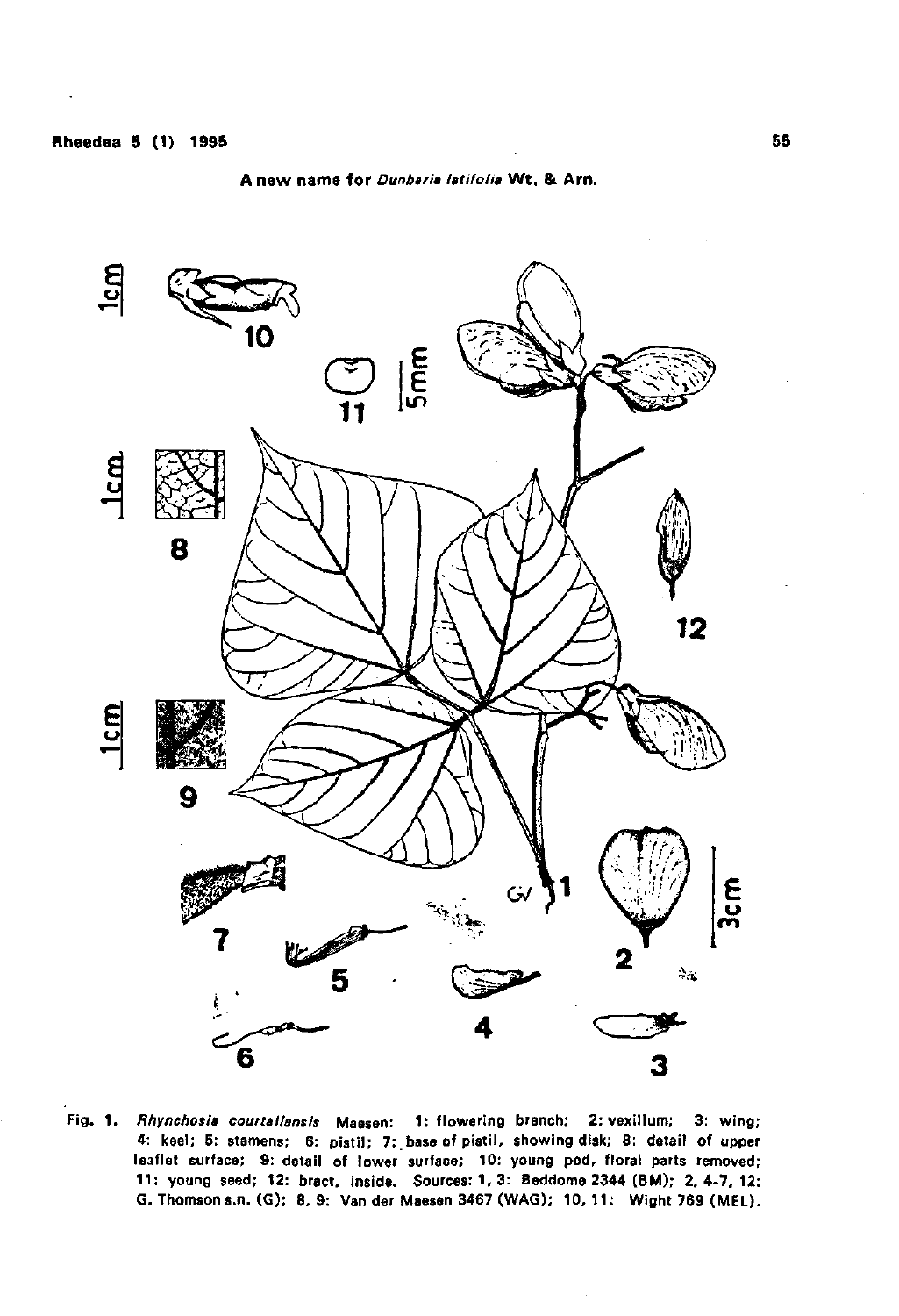Fig. 1. *Rhynchosia courtallensis* Maesen: 1: flowering branch; 2: vexillum; 3: wing; 4: keel; 5: stamens; 6: pistil; 7: base of pistil, showing disk; 8: detail of upper leaflet surface; 9: detail of lower surface; 10: young pod, floral parts removed; 11: young seed; 12: bract, inside. Sources: 1, 3: Beddome 2344 (BM); 2, 4-7, 12: G. Thomson s.n. (G); 8, 9: Van der Maesen 3467 (WAG); 10, 11: Wight 769 (MEL).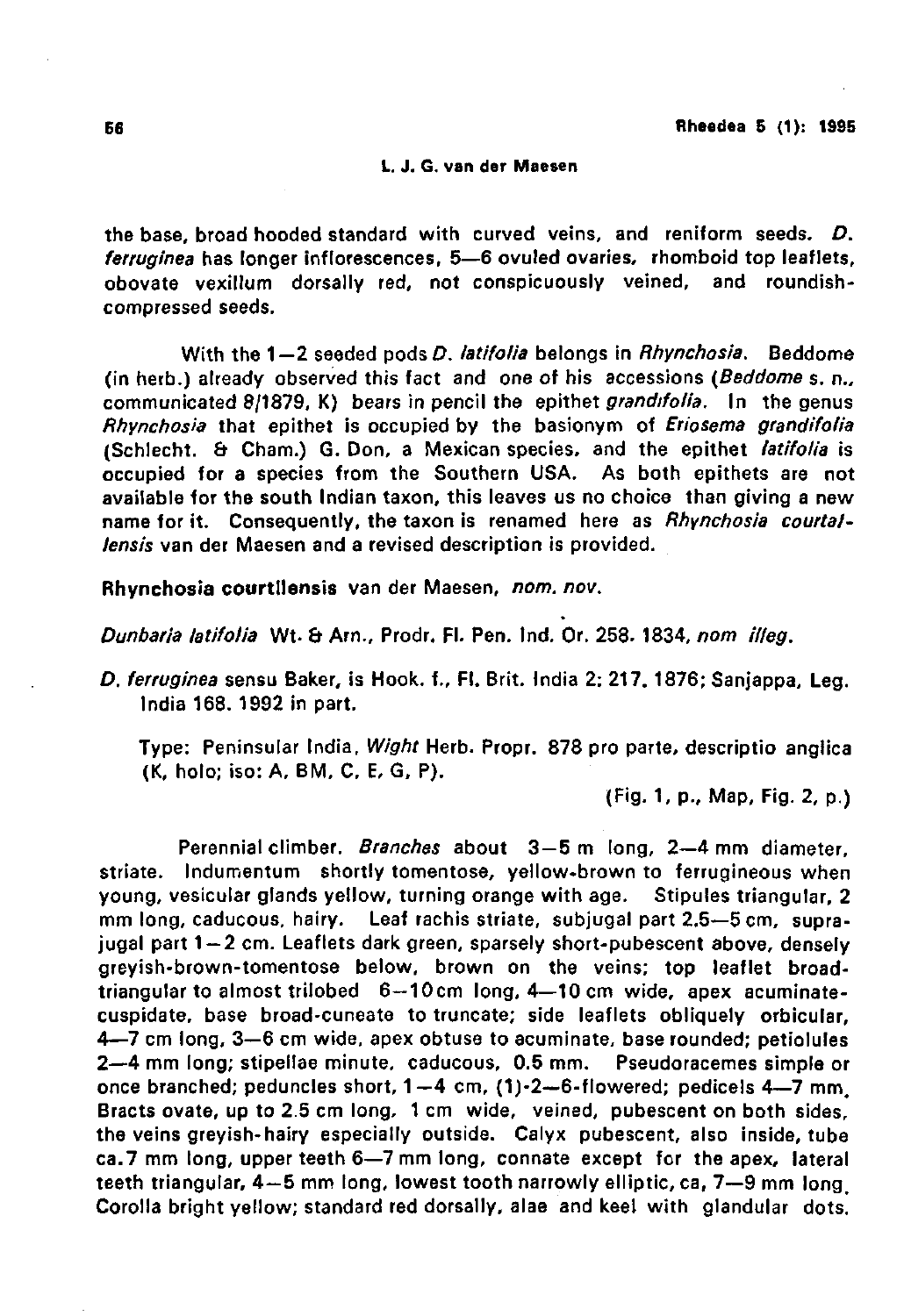the base, broad hooded standard with curved veins, and reniform seeds. *D. ferruginea* has longer inflorescences, 5—6 ovuled ovaries, rhomboid top leaflets, obovate vexillum dorsally red, not conspicuously veined, and roundish-compressed seeds.

With the 1—2 seeded pods *D. latifolia* belongs in *Rhynchosia*. Beddome (in herb.) already observed this fact and one of his accessions (*Beddome* s. n., communicated 8/1879, K) bears in pencil the epithet *grandifolia*. In the genus *Rhynchosia* that epithet is occupied by the basionym of *Eriosema grandifolia* (Schlecht. & Cham.) G. Don, a Mexican species, and the epithet *latifolia* is occupied for a species from the Southern USA. As both epithets are not available for the south Indian taxon, this leaves us no choice than giving a new name for it. Consequently, the taxon is renamed here as *Rhynchosia courtallensis* van der Maesen and a revised description is provided.

**Rhynchosia courtllensis** van der Maesen, *nom. nov.*

*Dunbaria latifolia* Wt. & Arn., Prodr. Fl. Pen. Ind. Or. 258. 1834, *nom illeg.*

*D. ferruginea* sensu Baker, is Hook. f., Fl. Brit. India 2: 217. 1876; Sanjappa, Leg. India 168. 1992 in part.

Type: Peninsular India, *Wight* Herb. Propr. 878 pro parte, descriptio anglica (K, holo; iso: A, BM, C, E, G, P).

(Fig. 1, p., Map, Fig. 2, p.)

Perennial climber. *Branches* about 3—5 m long, 2—4 mm diameter, striate. Indumentum shortly tomentose, yellow-brown to ferrugineous when young, vesicular glands yellow, turning orange with age. Stipules triangular, 2 mm long, caducous, hairy. Leaf rachis striate, subjugal part 2.5—5 cm, suprajugal part 1—2 cm. Leaflets dark green, sparsely short-pubescent above, densely greyish-brown-tomentose below, brown on the veins; top leaflet broad-triangular to almost trilobed 6—10 cm long, 4—10 cm wide, apex acuminate-cuspidate, base broad-cuneate to truncate; side leaflets obliquely orbicular, 4—7 cm long, 3—6 cm wide, apex obtuse to acuminate, base rounded; petiolules 2—4 mm long; stipellae minute, caducous, 0.5 mm. Pseudoracemes simple or once branched; peduncles short, 1—4 cm, (1)-2—6-flowered; pedicels 4—7 mm. Bracts ovate, up to 2.5 cm long, 1 cm wide, veined, pubescent on both sides, the veins greyish-hairy especially outside. Calyx pubescent, also inside, tube ca. 7 mm long, upper teeth 6—7 mm long, connate except for the apex, lateral teeth triangular, 4—5 mm long, lowest tooth narrowly elliptic, ca. 7—9 mm long. Corolla bright yellow; standard red dorsally, alae and keel with glandular dots.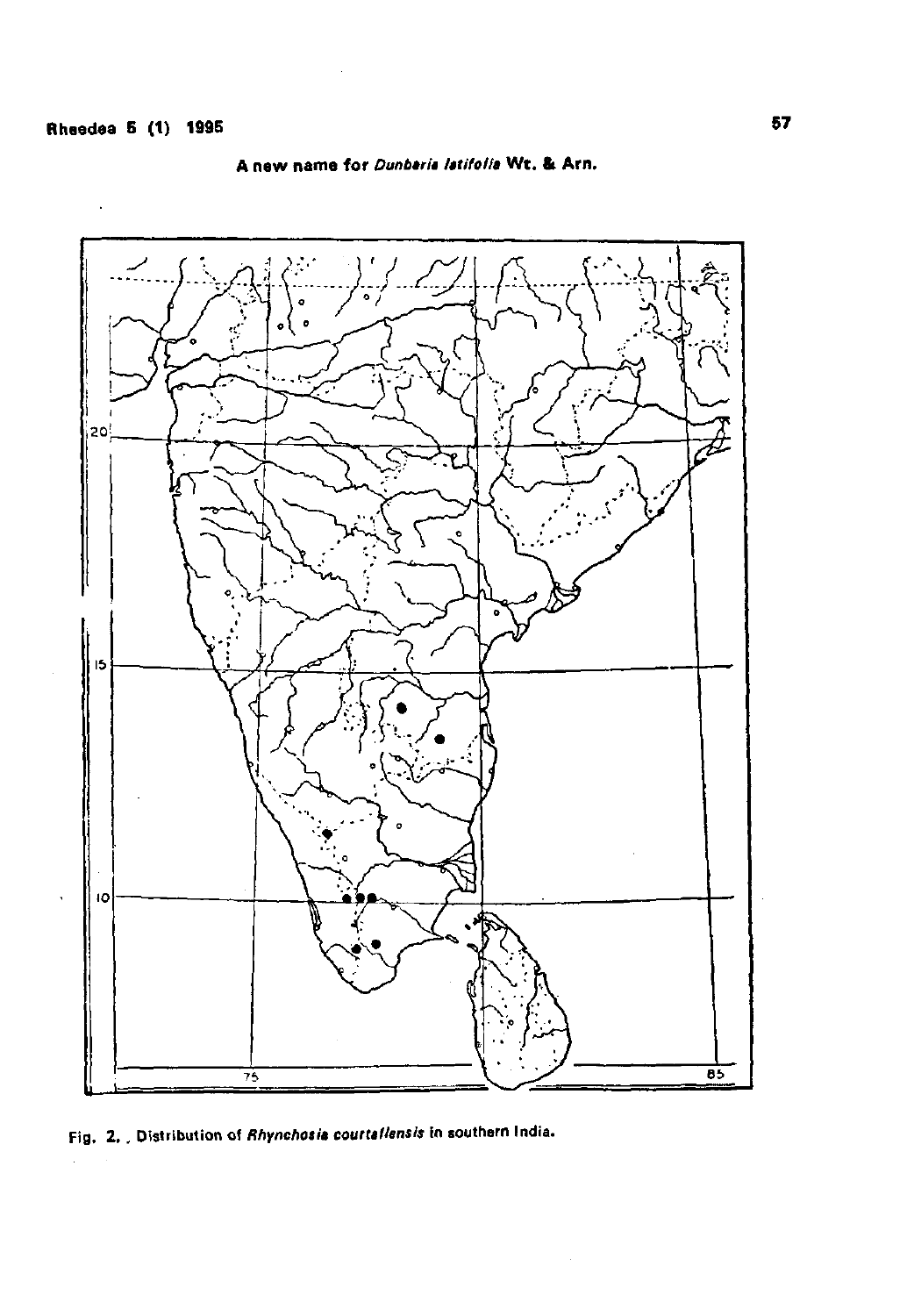Fig. 2. Distribution of *Rhynchosia courtallensis* in southern India.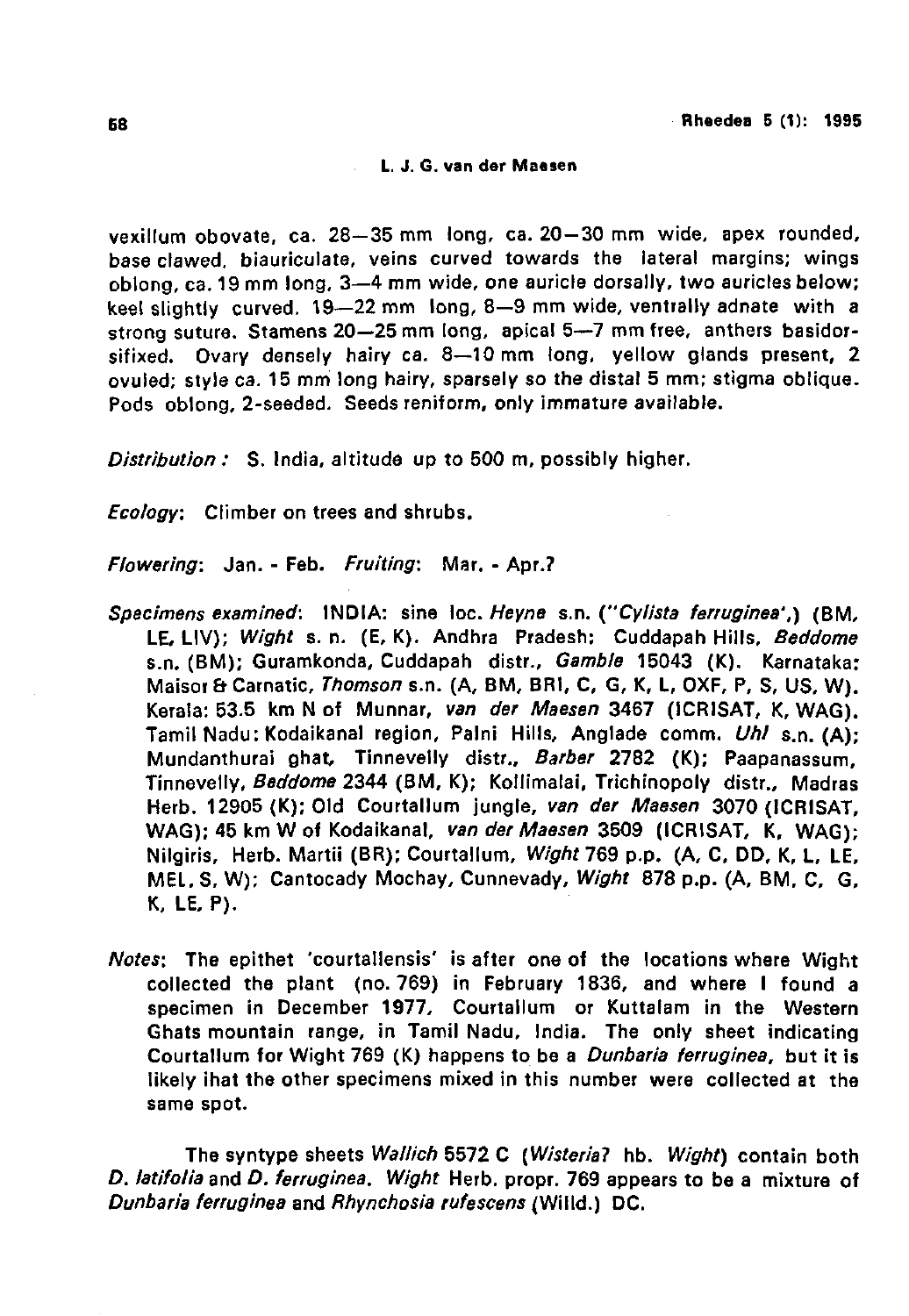vexillum obovate, ca. 28—35 mm long, ca. 20—30 mm wide, apex rounded, base clawed, biauriculate, veins curved towards the lateral margins; wings oblong, ca. 19 mm long, 3—4 mm wide, one auricle dorsally, two auricles below; keel slightly curved, 19—22 mm long, 8—9 mm wide, ventrally adnate with a strong suture. Stamens 20—25 mm long, apical 5—7 mm free, anthers basidorsifixed. Ovary densely hairy ca. 8—10 mm long, yellow glands present, 2 ovuled; style ca. 15 mm long hairy, sparsely so the distal 5 mm; stigma oblique. Pods oblong, 2-seeded. Seeds reniform, only immature available.

*Distribution :* S. India, altitude up to 500 m, possibly higher.

*Ecology*: Climber on trees and shrubs.

*Flowering*: Jan. - Feb. *Fruiting*: Mar. - Apr.?

*Specimens examined*: INDIA: sine loc. *Heyne* s.n. ("*Cylista ferruginea*',) (BM, LE, LIV); *Wight* s. n. (E, K). Andhra Pradesh: Cuddapah Hills, *Beddome* s.n. (BM); Guramkonda, Cuddapah distr., *Gamble* 15043 (K). Karnataka: Maisor & Carnatic, *Thomson* s.n. (A, BM, BRI, C, G, K, L, OXF, P, S, US, W). Kerala: 53.5 km N of Munnar, *van der Maesen* 3467 (ICRISAT, K, WAG). Tamil Nadu: Kodaikanal region, Palni Hills, Anglade comm. *Uhl* s.n. (A); Mundanthurai ghat, Tinnevelly distr., *Barber* 2782 (K); Paapanassum, Tinnevelly, *Beddome* 2344 (BM, K); Kollimalai, Trichinopoly distr., Madras Herb. 12905 (K); Old Courtallum jungle, *van der Maesen* 3070 (ICRISAT, WAG); 45 km W of Kodaikanal, *van der Maesen* 3509 (ICRISAT, K, WAG); Nilgiris, Herb. Martii (BR); Courtallum, *Wight* 769 p.p. (A, C, DD, K, L, LE, MEL, S, W); Cantocady Mochay, Cunnevady, *Wight* 878 p.p. (A, BM, C, G, K, LE, P).

*Notes*: The epithet 'courtallensis' is after one of the locations where Wight collected the plant (no. 769) in February 1836, and where I found a specimen in December 1977, Courtallum or Kuttalam in the Western Ghats mountain range, in Tamil Nadu, India. The only sheet indicating Courtallum for Wight 769 (K) happens to be a *Dunbaria ferruginea*, but it is likely ihat the other specimens mixed in this number were collected at the same spot.

The syntype sheets *Wallich* 5572 C (*Wisteria*? hb. *Wight*) contain both *D. latifolia* and *D. ferruginea*. *Wight* Herb. propr. 769 appears to be a mixture of *Dunbaria ferruginea* and *Rhynchosia rufescens* (Willd.) DC.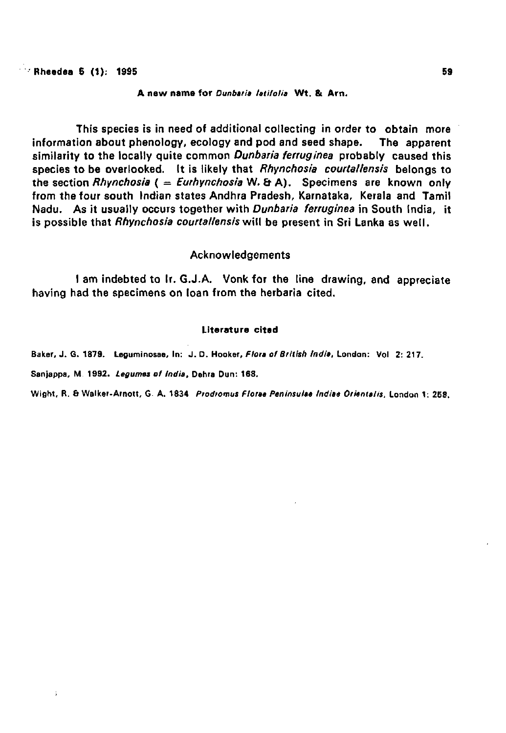This species is in need of additional collecting in order to obtain more information about phenology, ecology and pod and seed shape. The apparent similarity to the locally quite common *Dunbaria ferruginea* probably caused this species to be overlooked. It is likely that *Rhynchosia courtallensis* belongs to the section *Rhynchosia* ( = *Eurhynchosia* W. & A). Specimens are known only from the four south Indian states Andhra Pradesh, Karnataka, Kerala and Tamil Nadu. As it usually occurs together with *Dunbaria ferruginea* in South India, it is possible that *Rhynchosia courtallensis* will be present in Sri Lanka as well.

## Acknowledgements

I am indebted to Ir. G.J.A. Vonk for the line drawing, and appreciate having had the specimens on loan from the herbaria cited.

### Literature cited

Baker, J. G. 1879. Leguminosae, In: J. D. Hooker, *Flora of British India*, London: Vol 2: 217.

Sanjappa, M. 1992. *Legumes of India*, Dehra Dun: 168.

Wight, R. & Walker-Arnott, G. A. 1834 *Prodromus Florae Peninsulae Indiae Orientalis*, London 1: 258.